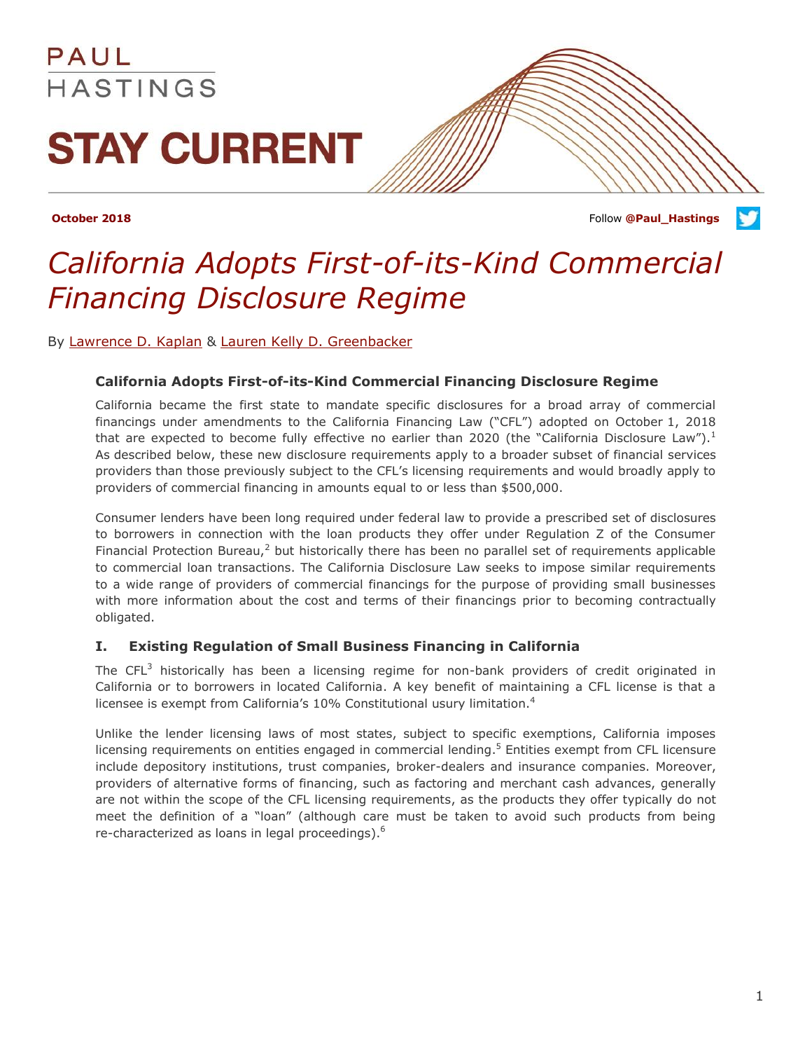PAUL HASTINGS

# STAY CURRENT

**October 2018**

Follow **@Paul_Hastings**

# *California Adopts First-of-its-Kind Commercial Financing Disclosure Regime*

By Lawrence D. Kaplan & Lauren Kelly D. Greenbacker

### California Adopts First-of-its-Kind Commercial Financing Disclosure Regime

California became the first state to mandate specific disclosures for a broad array of commercial financings under amendments to the California Financing Law ("CFL") adopted on October 1, 2018 that are expected to become fully effective no earlier than 2020 (the "California Disclosure Law").[1] As described below, these new disclosure requirements apply to a broader subset of financial services providers than those previously subject to the CFL's licensing requirements and would broadly apply to providers of commercial financing in amounts equal to or less than $500,000.

Consumer lenders have been long required under federal law to provide a prescribed set of disclosures to borrowers in connection with the loan products they offer under Regulation Z of the Consumer Financial Protection Bureau,[2] but historically there has been no parallel set of requirements applicable to commercial loan transactions. The California Disclosure Law seeks to impose similar requirements to a wide range of providers of commercial financings for the purpose of providing small businesses with more information about the cost and terms of their financings prior to becoming contractually obligated.

### I. Existing Regulation of Small Business Financing in California

The CFL[3] historically has been a licensing regime for non-bank providers of credit originated in California or to borrowers in located California. A key benefit of maintaining a CFL license is that a licensee is exempt from California's 10% Constitutional usury limitation.[4]

Unlike the lender licensing laws of most states, subject to specific exemptions, California imposes licensing requirements on entities engaged in commercial lending.[5] Entities exempt from CFL licensure include depository institutions, trust companies, broker-dealers and insurance companies. Moreover, providers of alternative forms of financing, such as factoring and merchant cash advances, generally are not within the scope of the CFL licensing requirements, as the products they offer typically do not meet the definition of a "loan" (although care must be taken to avoid such products from being re-characterized as loans in legal proceedings).[6]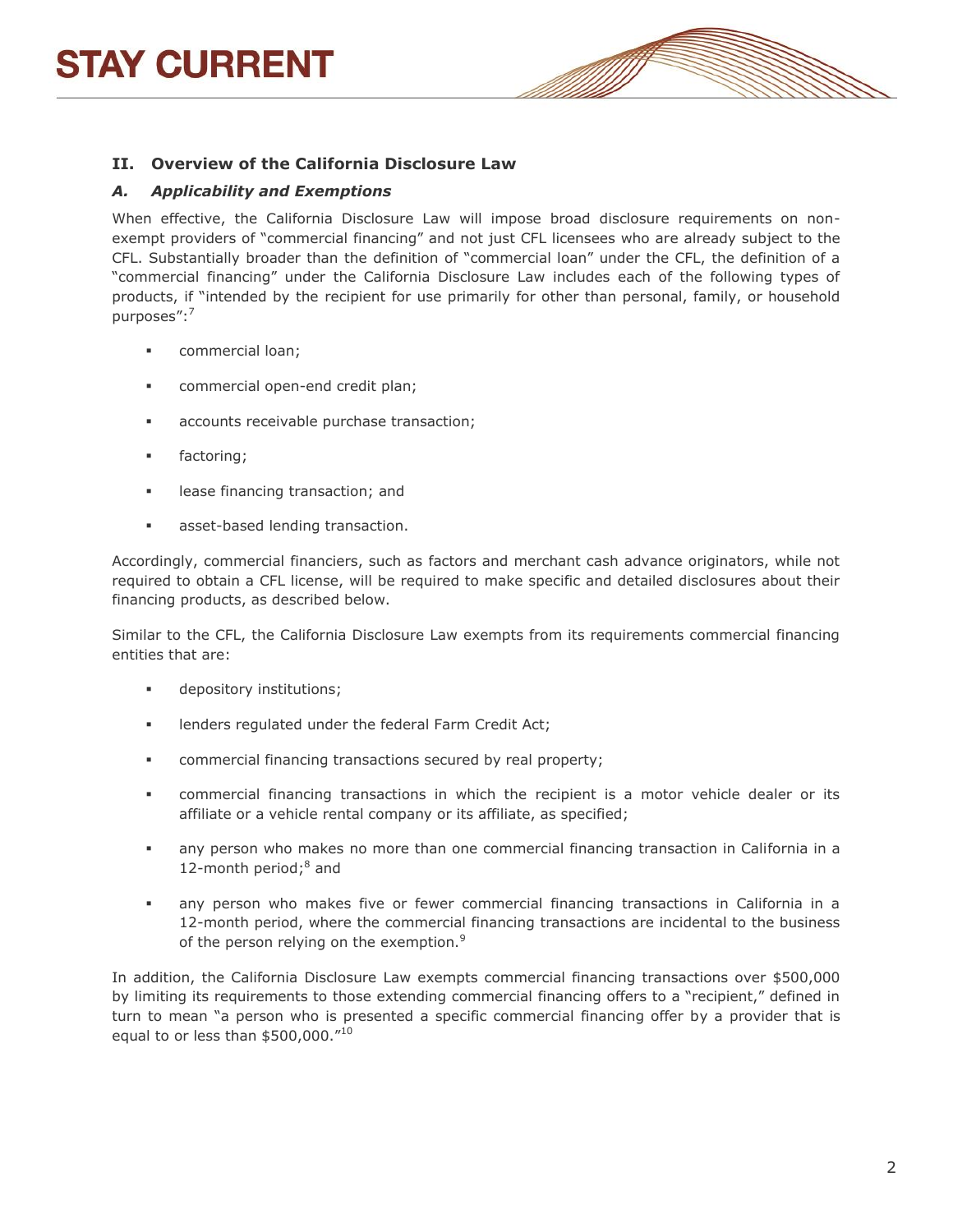## II. Overview of the California Disclosure Law

### *A. Applicability and Exemptions*

When effective, the California Disclosure Law will impose broad disclosure requirements on non-exempt providers of "commercial financing" and not just CFL licensees who are already subject to the CFL. Substantially broader than the definition of "commercial loan" under the CFL, the definition of a "commercial financing" under the California Disclosure Law includes each of the following types of products, if "intended by the recipient for use primarily for other than personal, family, or household purposes":[7]

- commercial loan;
- commercial open-end credit plan;
- accounts receivable purchase transaction;
- factoring;
- lease financing transaction; and
- asset-based lending transaction.

Accordingly, commercial financiers, such as factors and merchant cash advance originators, while not required to obtain a CFL license, will be required to make specific and detailed disclosures about their financing products, as described below.

Similar to the CFL, the California Disclosure Law exempts from its requirements commercial financing entities that are:

- depository institutions;
- lenders regulated under the federal Farm Credit Act;
- commercial financing transactions secured by real property;
- commercial financing transactions in which the recipient is a motor vehicle dealer or its affiliate or a vehicle rental company or its affiliate, as specified;
- any person who makes no more than one commercial financing transaction in California in a 12-month period;[8] and
- any person who makes five or fewer commercial financing transactions in California in a 12-month period, where the commercial financing transactions are incidental to the business of the person relying on the exemption.[9]

In addition, the California Disclosure Law exempts commercial financing transactions over $500,000 by limiting its requirements to those extending commercial financing offers to a "recipient," defined in turn to mean "a person who is presented a specific commercial financing offer by a provider that is equal to or less than $500,000."[10]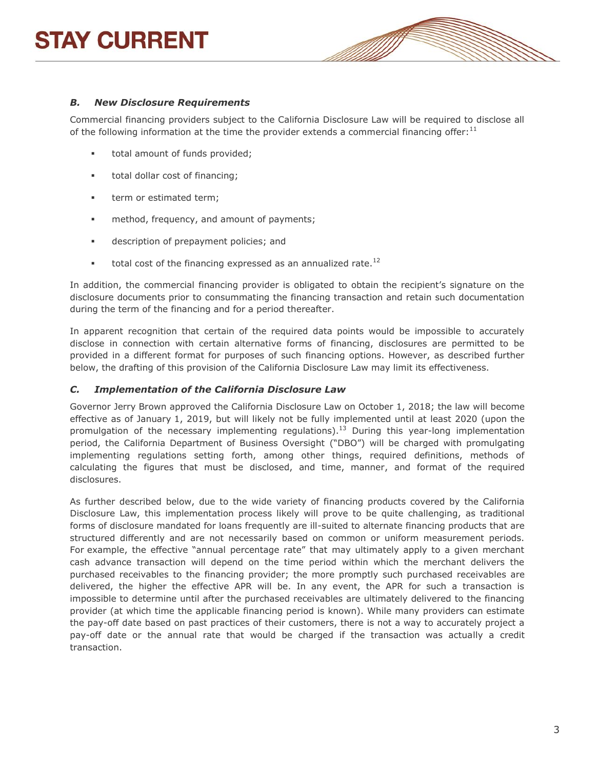### *B. New Disclosure Requirements*

Commercial financing providers subject to the California Disclosure Law will be required to disclose all of the following information at the time the provider extends a commercial financing offer:[11]

- total amount of funds provided;
- total dollar cost of financing;
- term or estimated term;
- method, frequency, and amount of payments;
- description of prepayment policies; and
- total cost of the financing expressed as an annualized rate.[12]

In addition, the commercial financing provider is obligated to obtain the recipient's signature on the disclosure documents prior to consummating the financing transaction and retain such documentation during the term of the financing and for a period thereafter.

In apparent recognition that certain of the required data points would be impossible to accurately disclose in connection with certain alternative forms of financing, disclosures are permitted to be provided in a different format for purposes of such financing options. However, as described further below, the drafting of this provision of the California Disclosure Law may limit its effectiveness.

### *C. Implementation of the California Disclosure Law*

Governor Jerry Brown approved the California Disclosure Law on October 1, 2018; the law will become effective as of January 1, 2019, but will likely not be fully implemented until at least 2020 (upon the promulgation of the necessary implementing regulations).[13] During this year-long implementation period, the California Department of Business Oversight ("DBO") will be charged with promulgating implementing regulations setting forth, among other things, required definitions, methods of calculating the figures that must be disclosed, and time, manner, and format of the required disclosures.

As further described below, due to the wide variety of financing products covered by the California Disclosure Law, this implementation process likely will prove to be quite challenging, as traditional forms of disclosure mandated for loans frequently are ill-suited to alternate financing products that are structured differently and are not necessarily based on common or uniform measurement periods. For example, the effective "annual percentage rate" that may ultimately apply to a given merchant cash advance transaction will depend on the time period within which the merchant delivers the purchased receivables to the financing provider; the more promptly such purchased receivables are delivered, the higher the effective APR will be. In any event, the APR for such a transaction is impossible to determine until after the purchased receivables are ultimately delivered to the financing provider (at which time the applicable financing period is known). While many providers can estimate the pay-off date based on past practices of their customers, there is not a way to accurately project a pay-off date or the annual rate that would be charged if the transaction was actually a credit transaction.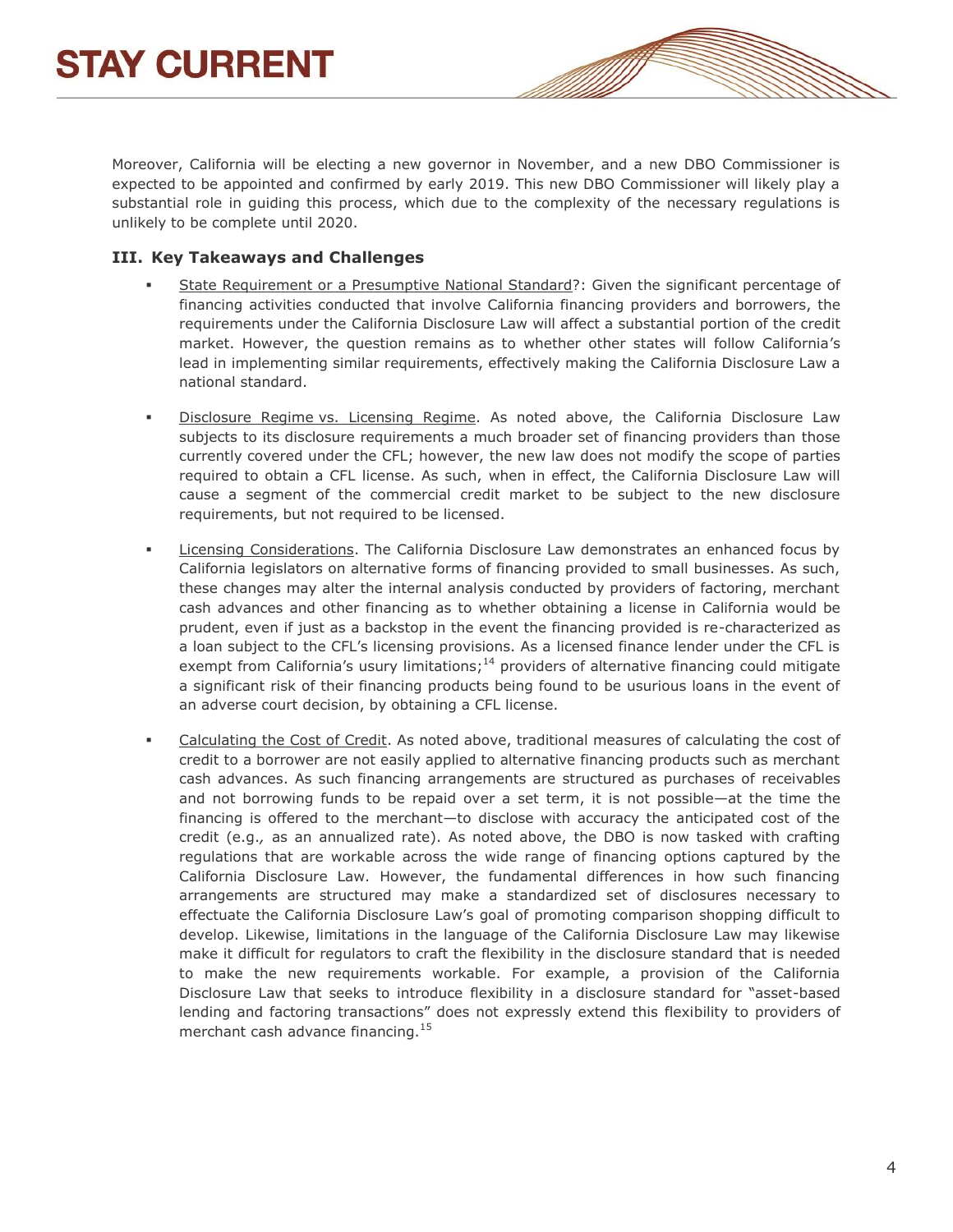Moreover, California will be electing a new governor in November, and a new DBO Commissioner is expected to be appointed and confirmed by early 2019. This new DBO Commissioner will likely play a substantial role in guiding this process, which due to the complexity of the necessary regulations is unlikely to be complete until 2020.

### III. Key Takeaways and Challenges

- State Requirement or a Presumptive National Standard?: Given the significant percentage of financing activities conducted that involve California financing providers and borrowers, the requirements under the California Disclosure Law will affect a substantial portion of the credit market. However, the question remains as to whether other states will follow California's lead in implementing similar requirements, effectively making the California Disclosure Law a national standard.

- Disclosure Regime vs. Licensing Regime. As noted above, the California Disclosure Law subjects to its disclosure requirements a much broader set of financing providers than those currently covered under the CFL; however, the new law does not modify the scope of parties required to obtain a CFL license. As such, when in effect, the California Disclosure Law will cause a segment of the commercial credit market to be subject to the new disclosure requirements, but not required to be licensed.

- Licensing Considerations. The California Disclosure Law demonstrates an enhanced focus by California legislators on alternative forms of financing provided to small businesses. As such, these changes may alter the internal analysis conducted by providers of factoring, merchant cash advances and other financing as to whether obtaining a license in California would be prudent, even if just as a backstop in the event the financing provided is re-characterized as a loan subject to the CFL's licensing provisions. As a licensed finance lender under the CFL is exempt from California's usury limitations;[14] providers of alternative financing could mitigate a significant risk of their financing products being found to be usurious loans in the event of an adverse court decision, by obtaining a CFL license.

- Calculating the Cost of Credit. As noted above, traditional measures of calculating the cost of credit to a borrower are not easily applied to alternative financing products such as merchant cash advances. As such financing arrangements are structured as purchases of receivables and not borrowing funds to be repaid over a set term, it is not possible—at the time the financing is offered to the merchant—to disclose with accuracy the anticipated cost of the credit (*e.g.,* as an annualized rate). As noted above, the DBO is now tasked with crafting regulations that are workable across the wide range of financing options captured by the California Disclosure Law. However, the fundamental differences in how such financing arrangements are structured may make a standardized set of disclosures necessary to effectuate the California Disclosure Law's goal of promoting comparison shopping difficult to develop. Likewise, limitations in the language of the California Disclosure Law may likewise make it difficult for regulators to craft the flexibility in the disclosure standard that is needed to make the new requirements workable. For example, a provision of the California Disclosure Law that seeks to introduce flexibility in a disclosure standard for "asset-based lending and factoring transactions" does not expressly extend this flexibility to providers of merchant cash advance financing.[15]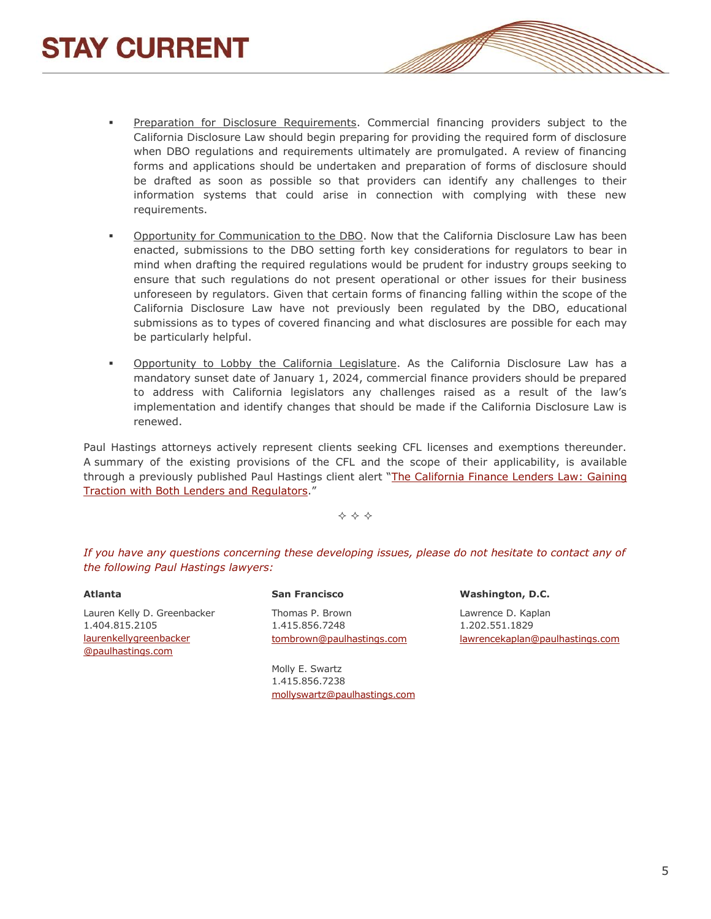- Preparation for Disclosure Requirements. Commercial financing providers subject to the California Disclosure Law should begin preparing for providing the required form of disclosure when DBO regulations and requirements ultimately are promulgated. A review of financing forms and applications should be undertaken and preparation of forms of disclosure should be drafted as soon as possible so that providers can identify any challenges to their information systems that could arise in connection with complying with these new requirements.

- Opportunity for Communication to the DBO. Now that the California Disclosure Law has been enacted, submissions to the DBO setting forth key considerations for regulators to bear in mind when drafting the required regulations would be prudent for industry groups seeking to ensure that such regulations do not present operational or other issues for their business unforeseen by regulators. Given that certain forms of financing falling within the scope of the California Disclosure Law have not previously been regulated by the DBO, educational submissions as to types of covered financing and what disclosures are possible for each may be particularly helpful.

- Opportunity to Lobby the California Legislature. As the California Disclosure Law has a mandatory sunset date of January 1, 2024, commercial finance providers should be prepared to address with California legislators any challenges raised as a result of the law's implementation and identify changes that should be made if the California Disclosure Law is renewed.

Paul Hastings attorneys actively represent clients seeking CFL licenses and exemptions thereunder. A summary of the existing provisions of the CFL and the scope of their applicability, is available through a previously published Paul Hastings client alert "The California Finance Lenders Law: Gaining Traction with Both Lenders and Regulators."

✧ ✧ ✧

*If you have any questions concerning these developing issues, please do not hesitate to contact any of the following Paul Hastings lawyers:*

**Atlanta**

Lauren Kelly D. Greenbacker
1.404.815.2105
laurenkellygreenbacker@paulhastings.com

**San Francisco**

Thomas P. Brown
1.415.856.7248
tombrown@paulhastings.com

Molly E. Swartz
1.415.856.7238
mollyswartz@paulhastings.com

**Washington, D.C.**

Lawrence D. Kaplan
1.202.551.1829
lawrencekaplan@paulhastings.com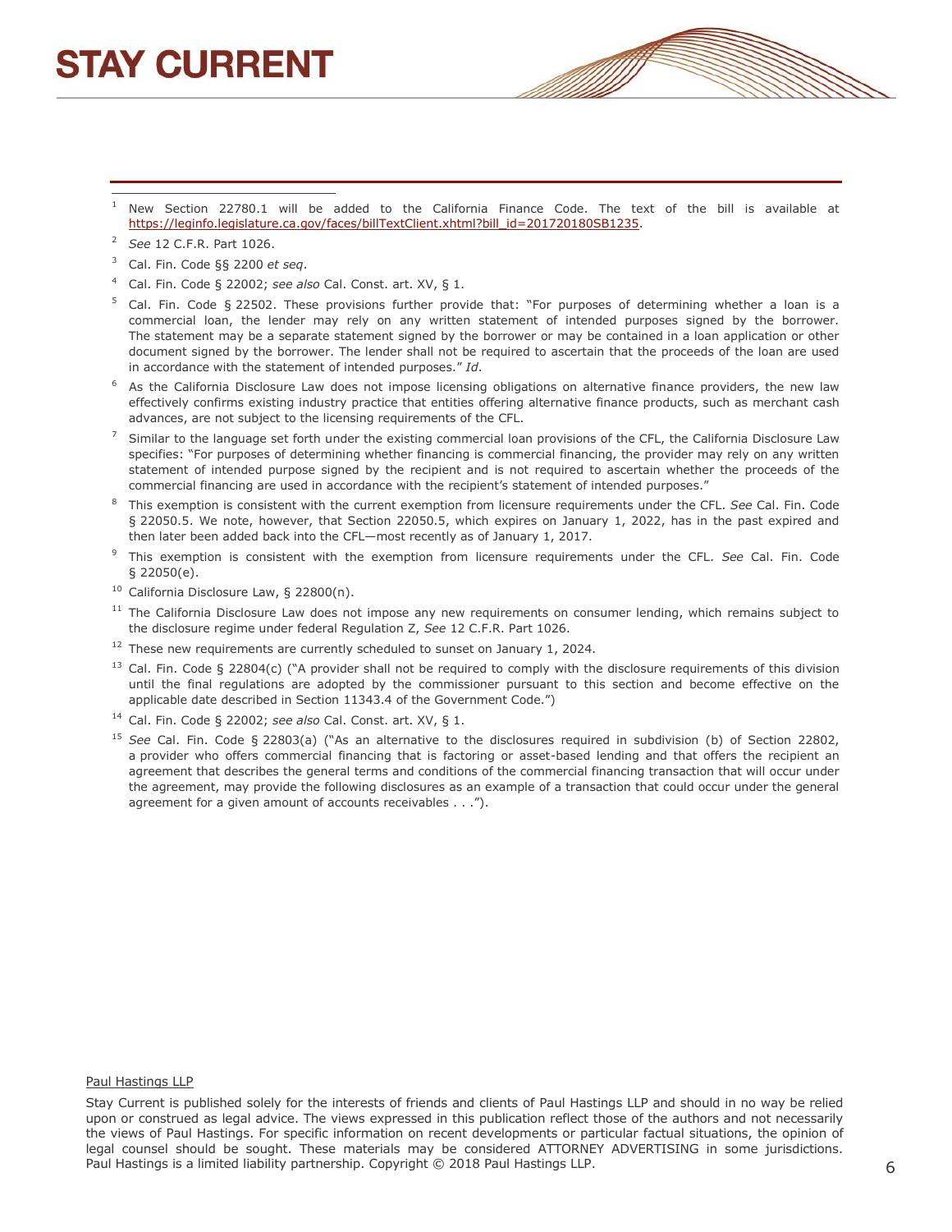[1] New Section 22780.1 will be added to the California Finance Code. The text of the bill is available at https://leginfo.legislature.ca.gov/faces/billTextClient.xhtml?bill_id=201720180SB1235.

[2] *See* 12 C.F.R. Part 1026.

[3] Cal. Fin. Code §§ 2200 *et seq*.

[4] Cal. Fin. Code § 22002; *see also* Cal. Const. art. XV, § 1.

[5] Cal. Fin. Code § 22502. These provisions further provide that: "For purposes of determining whether a loan is a commercial loan, the lender may rely on any written statement of intended purposes signed by the borrower. The statement may be a separate statement signed by the borrower or may be contained in a loan application or other document signed by the borrower. The lender shall not be required to ascertain that the proceeds of the loan are used in accordance with the statement of intended purposes." *Id*.

[6] As the California Disclosure Law does not impose licensing obligations on alternative finance providers, the new law effectively confirms existing industry practice that entities offering alternative finance products, such as merchant cash advances, are not subject to the licensing requirements of the CFL.

[7] Similar to the language set forth under the existing commercial loan provisions of the CFL, the California Disclosure Law specifies: "For purposes of determining whether financing is commercial financing, the provider may rely on any written statement of intended purpose signed by the recipient and is not required to ascertain whether the proceeds of the commercial financing are used in accordance with the recipient's statement of intended purposes."

[8] This exemption is consistent with the current exemption from licensure requirements under the CFL. *See* Cal. Fin. Code § 22050.5. We note, however, that Section 22050.5, which expires on January 1, 2022, has in the past expired and then later been added back into the CFL—most recently as of January 1, 2017.

[9] This exemption is consistent with the exemption from licensure requirements under the CFL. *See* Cal. Fin. Code § 22050(e).

[10] California Disclosure Law, § 22800(n).

[11] The California Disclosure Law does not impose any new requirements on consumer lending, which remains subject to the disclosure regime under federal Regulation Z, *See* 12 C.F.R. Part 1026.

[12] These new requirements are currently scheduled to sunset on January 1, 2024.

[13] Cal. Fin. Code § 22804(c) ("A provider shall not be required to comply with the disclosure requirements of this division until the final regulations are adopted by the commissioner pursuant to this section and become effective on the applicable date described in Section 11343.4 of the Government Code.")

[14] Cal. Fin. Code § 22002; *see also* Cal. Const. art. XV, § 1.

[15] *See* Cal. Fin. Code § 22803(a) ("As an alternative to the disclosures required in subdivision (b) of Section 22802, a provider who offers commercial financing that is factoring or asset-based lending and that offers the recipient an agreement that describes the general terms and conditions of the commercial financing transaction that will occur under the agreement, may provide the following disclosures as an example of a transaction that could occur under the general agreement for a given amount of accounts receivables . . .").

Paul Hastings LLP

Stay Current is published solely for the interests of friends and clients of Paul Hastings LLP and should in no way be relied upon or construed as legal advice. The views expressed in this publication reflect those of the authors and not necessarily the views of Paul Hastings. For specific information on recent developments or particular factual situations, the opinion of legal counsel should be sought. These materials may be considered ATTORNEY ADVERTISING in some jurisdictions. Paul Hastings is a limited liability partnership. Copyright © 2018 Paul Hastings LLP.